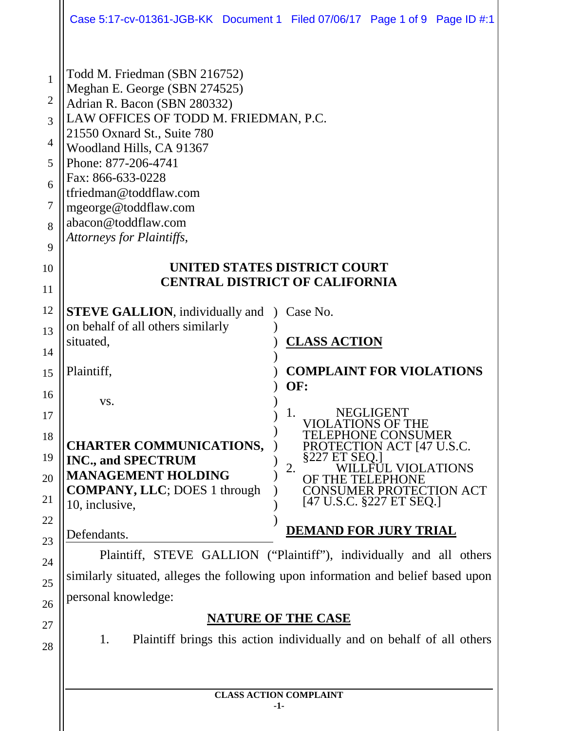Todd M. Friedman (SBN 216752)
Meghan E. George (SBN 274525)
Adrian R. Bacon (SBN 280332)
LAW OFFICES OF TODD M. FRIEDMAN, P.C.
21550 Oxnard St., Suite 780
Woodland Hills, CA 91367
Phone: 877-206-4741
Fax: 866-633-0228
tfriedman@toddflaw.com
mgeorge@toddflaw.com
abacon@toddflaw.com
*Attorneys for Plaintiffs,*

**UNITED STATES DISTRICT COURT**
**CENTRAL DISTRICT OF CALIFORNIA**

**STEVE GALLION**, individually and on behalf of all others similarly situated,

Plaintiff,

vs.

**CHARTER COMMUNICATIONS, INC., and SPECTRUM MANAGEMENT HOLDING COMPANY, LLC**; DOES 1 through 10, inclusive,

Defendants.

Case No.

**CLASS ACTION**

**COMPLAINT FOR VIOLATIONS OF:**

1. NEGLIGENT VIOLATIONS OF THE TELEPHONE CONSUMER PROTECTION ACT [47 U.S.C. §227 ET SEQ.]
2. WILLFUL VIOLATIONS OF THE TELEPHONE CONSUMER PROTECTION ACT [47 U.S.C. §227 ET SEQ.]

**DEMAND FOR JURY TRIAL**

Plaintiff, STEVE GALLION ("Plaintiff"), individually and all others similarly situated, alleges the following upon information and belief based upon personal knowledge:

**NATURE OF THE CASE**

1. Plaintiff brings this action individually and on behalf of all others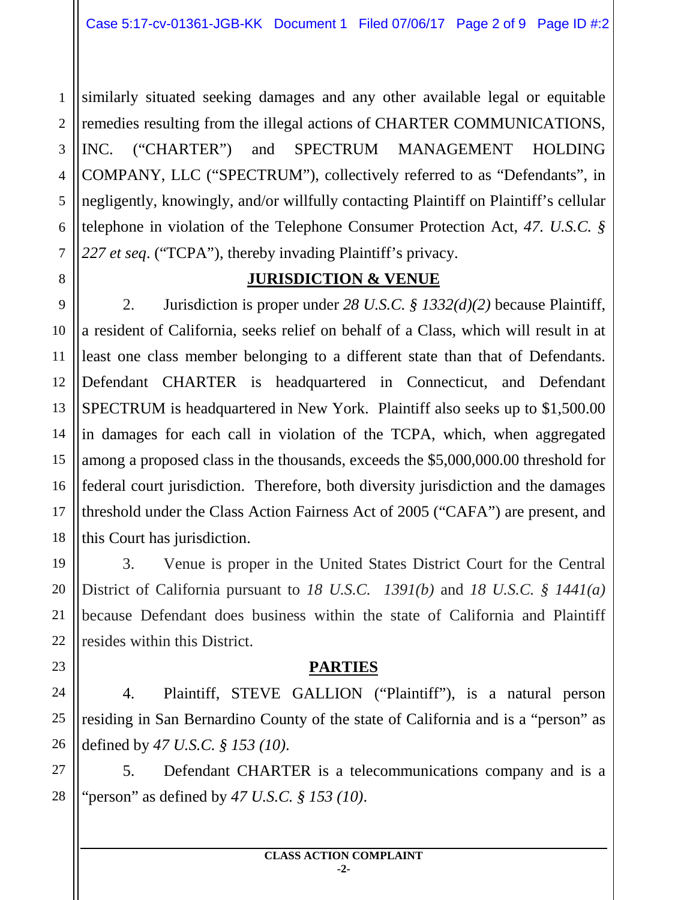similarly situated seeking damages and any other available legal or equitable remedies resulting from the illegal actions of CHARTER COMMUNICATIONS, INC. ("CHARTER") and SPECTRUM MANAGEMENT HOLDING COMPANY, LLC ("SPECTRUM"), collectively referred to as "Defendants", in negligently, knowingly, and/or willfully contacting Plaintiff on Plaintiff's cellular telephone in violation of the Telephone Consumer Protection Act, *47. U.S.C. § 227 et seq*. ("TCPA"), thereby invading Plaintiff's privacy.

## JURISDICTION & VENUE

2. Jurisdiction is proper under *28 U.S.C. § 1332(d)(2)* because Plaintiff, a resident of California, seeks relief on behalf of a Class, which will result in at least one class member belonging to a different state than that of Defendants. Defendant CHARTER is headquartered in Connecticut, and Defendant SPECTRUM is headquartered in New York. Plaintiff also seeks up to $1,500.00 in damages for each call in violation of the TCPA, which, when aggregated among a proposed class in the thousands, exceeds the $5,000,000.00 threshold for federal court jurisdiction. Therefore, both diversity jurisdiction and the damages threshold under the Class Action Fairness Act of 2005 ("CAFA") are present, and this Court has jurisdiction.

3. Venue is proper in the United States District Court for the Central District of California pursuant to *18 U.S.C. 1391(b)* and *18 U.S.C. § 1441(a)* because Defendant does business within the state of California and Plaintiff resides within this District.

## PARTIES

4. Plaintiff, STEVE GALLION ("Plaintiff"), is a natural person residing in San Bernardino County of the state of California and is a "person" as defined by *47 U.S.C. § 153 (10)*.

5. Defendant CHARTER is a telecommunications company and is a "person" as defined by *47 U.S.C. § 153 (10)*.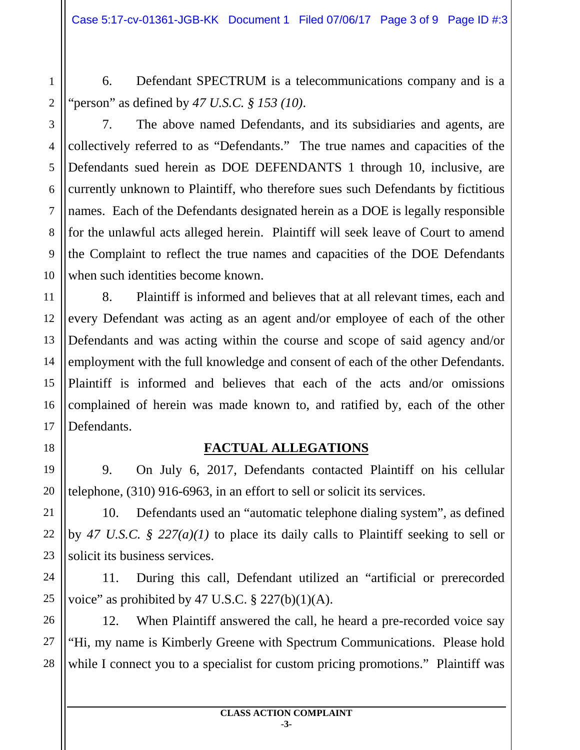6. Defendant SPECTRUM is a telecommunications company and is a "person" as defined by *47 U.S.C. § 153 (10)*.

7. The above named Defendants, and its subsidiaries and agents, are collectively referred to as "Defendants." The true names and capacities of the Defendants sued herein as DOE DEFENDANTS 1 through 10, inclusive, are currently unknown to Plaintiff, who therefore sues such Defendants by fictitious names. Each of the Defendants designated herein as a DOE is legally responsible for the unlawful acts alleged herein. Plaintiff will seek leave of Court to amend the Complaint to reflect the true names and capacities of the DOE Defendants when such identities become known.

8. Plaintiff is informed and believes that at all relevant times, each and every Defendant was acting as an agent and/or employee of each of the other Defendants and was acting within the course and scope of said agency and/or employment with the full knowledge and consent of each of the other Defendants. Plaintiff is informed and believes that each of the acts and/or omissions complained of herein was made known to, and ratified by, each of the other Defendants.

## FACTUAL ALLEGATIONS

9. On July 6, 2017, Defendants contacted Plaintiff on his cellular telephone, (310) 916-6963, in an effort to sell or solicit its services.

10. Defendants used an "automatic telephone dialing system", as defined by *47 U.S.C. § 227(a)(1)* to place its daily calls to Plaintiff seeking to sell or solicit its business services.

11. During this call, Defendant utilized an "artificial or prerecorded voice" as prohibited by 47 U.S.C. § 227(b)(1)(A).

12. When Plaintiff answered the call, he heard a pre-recorded voice say "Hi, my name is Kimberly Greene with Spectrum Communications. Please hold while I connect you to a specialist for custom pricing promotions." Plaintiff was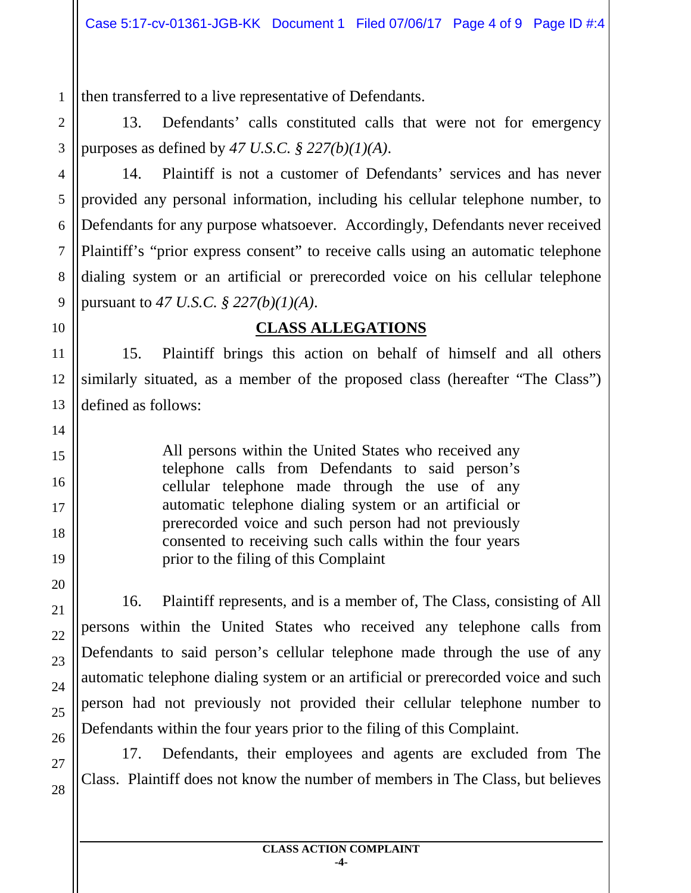then transferred to a live representative of Defendants.

13. Defendants' calls constituted calls that were not for emergency purposes as defined by *47 U.S.C. § 227(b)(1)(A)*.

14. Plaintiff is not a customer of Defendants' services and has never provided any personal information, including his cellular telephone number, to Defendants for any purpose whatsoever. Accordingly, Defendants never received Plaintiff's "prior express consent" to receive calls using an automatic telephone dialing system or an artificial or prerecorded voice on his cellular telephone pursuant to *47 U.S.C. § 227(b)(1)(A)*.

## CLASS ALLEGATIONS

15. Plaintiff brings this action on behalf of himself and all others similarly situated, as a member of the proposed class (hereafter "The Class") defined as follows:

> All persons within the United States who received any telephone calls from Defendants to said person's cellular telephone made through the use of any automatic telephone dialing system or an artificial or prerecorded voice and such person had not previously consented to receiving such calls within the four years prior to the filing of this Complaint

16. Plaintiff represents, and is a member of, The Class, consisting of All persons within the United States who received any telephone calls from Defendants to said person's cellular telephone made through the use of any automatic telephone dialing system or an artificial or prerecorded voice and such person had not previously not provided their cellular telephone number to Defendants within the four years prior to the filing of this Complaint.

17. Defendants, their employees and agents are excluded from The Class. Plaintiff does not know the number of members in The Class, but believes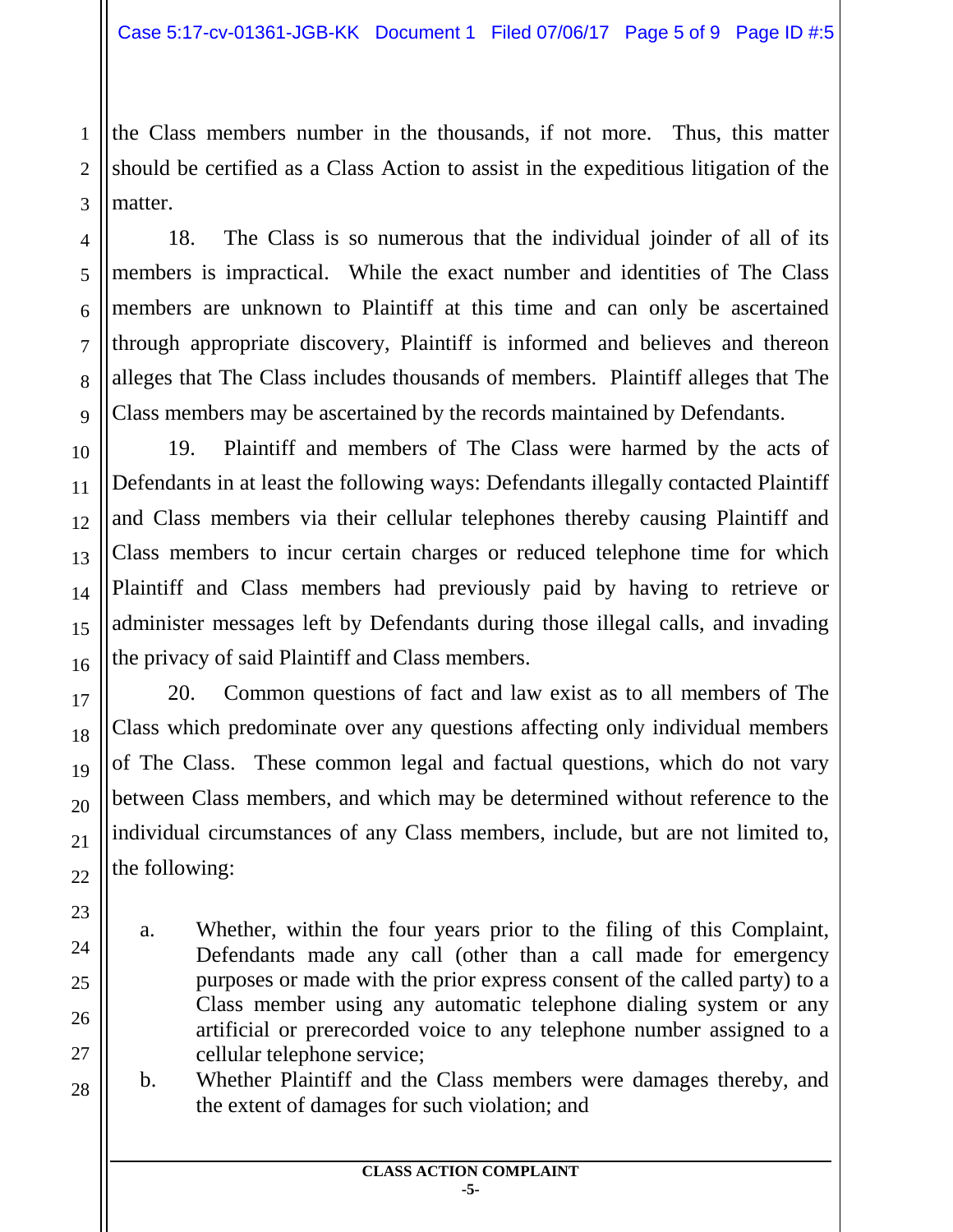the Class members number in the thousands, if not more. Thus, this matter should be certified as a Class Action to assist in the expeditious litigation of the matter.

18. The Class is so numerous that the individual joinder of all of its members is impractical. While the exact number and identities of The Class members are unknown to Plaintiff at this time and can only be ascertained through appropriate discovery, Plaintiff is informed and believes and thereon alleges that The Class includes thousands of members. Plaintiff alleges that The Class members may be ascertained by the records maintained by Defendants.

19. Plaintiff and members of The Class were harmed by the acts of Defendants in at least the following ways: Defendants illegally contacted Plaintiff and Class members via their cellular telephones thereby causing Plaintiff and Class members to incur certain charges or reduced telephone time for which Plaintiff and Class members had previously paid by having to retrieve or administer messages left by Defendants during those illegal calls, and invading the privacy of said Plaintiff and Class members.

20. Common questions of fact and law exist as to all members of The Class which predominate over any questions affecting only individual members of The Class. These common legal and factual questions, which do not vary between Class members, and which may be determined without reference to the individual circumstances of any Class members, include, but are not limited to, the following:

a. Whether, within the four years prior to the filing of this Complaint, Defendants made any call (other than a call made for emergency purposes or made with the prior express consent of the called party) to a Class member using any automatic telephone dialing system or any artificial or prerecorded voice to any telephone number assigned to a cellular telephone service;

b. Whether Plaintiff and the Class members were damages thereby, and the extent of damages for such violation; and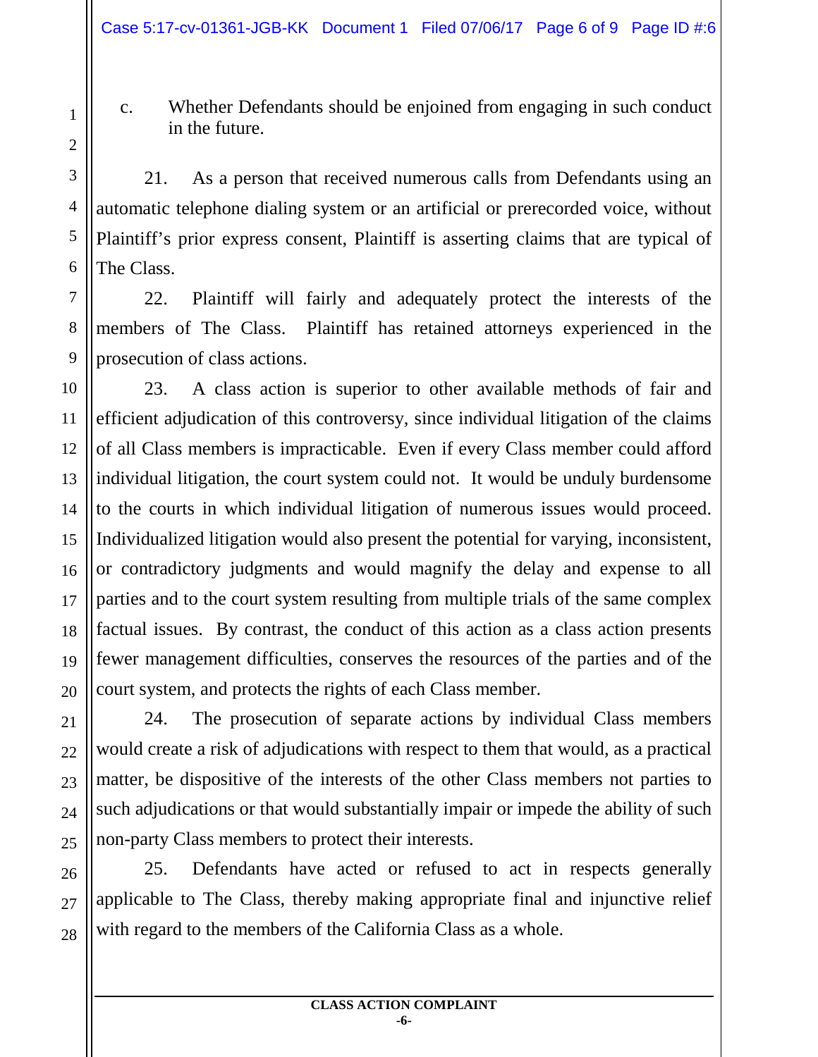c. Whether Defendants should be enjoined from engaging in such conduct in the future.

21. As a person that received numerous calls from Defendants using an automatic telephone dialing system or an artificial or prerecorded voice, without Plaintiff's prior express consent, Plaintiff is asserting claims that are typical of The Class.

22. Plaintiff will fairly and adequately protect the interests of the members of The Class. Plaintiff has retained attorneys experienced in the prosecution of class actions.

23. A class action is superior to other available methods of fair and efficient adjudication of this controversy, since individual litigation of the claims of all Class members is impracticable. Even if every Class member could afford individual litigation, the court system could not. It would be unduly burdensome to the courts in which individual litigation of numerous issues would proceed. Individualized litigation would also present the potential for varying, inconsistent, or contradictory judgments and would magnify the delay and expense to all parties and to the court system resulting from multiple trials of the same complex factual issues. By contrast, the conduct of this action as a class action presents fewer management difficulties, conserves the resources of the parties and of the court system, and protects the rights of each Class member.

24. The prosecution of separate actions by individual Class members would create a risk of adjudications with respect to them that would, as a practical matter, be dispositive of the interests of the other Class members not parties to such adjudications or that would substantially impair or impede the ability of such non-party Class members to protect their interests.

25. Defendants have acted or refused to act in respects generally applicable to The Class, thereby making appropriate final and injunctive relief with regard to the members of the California Class as a whole.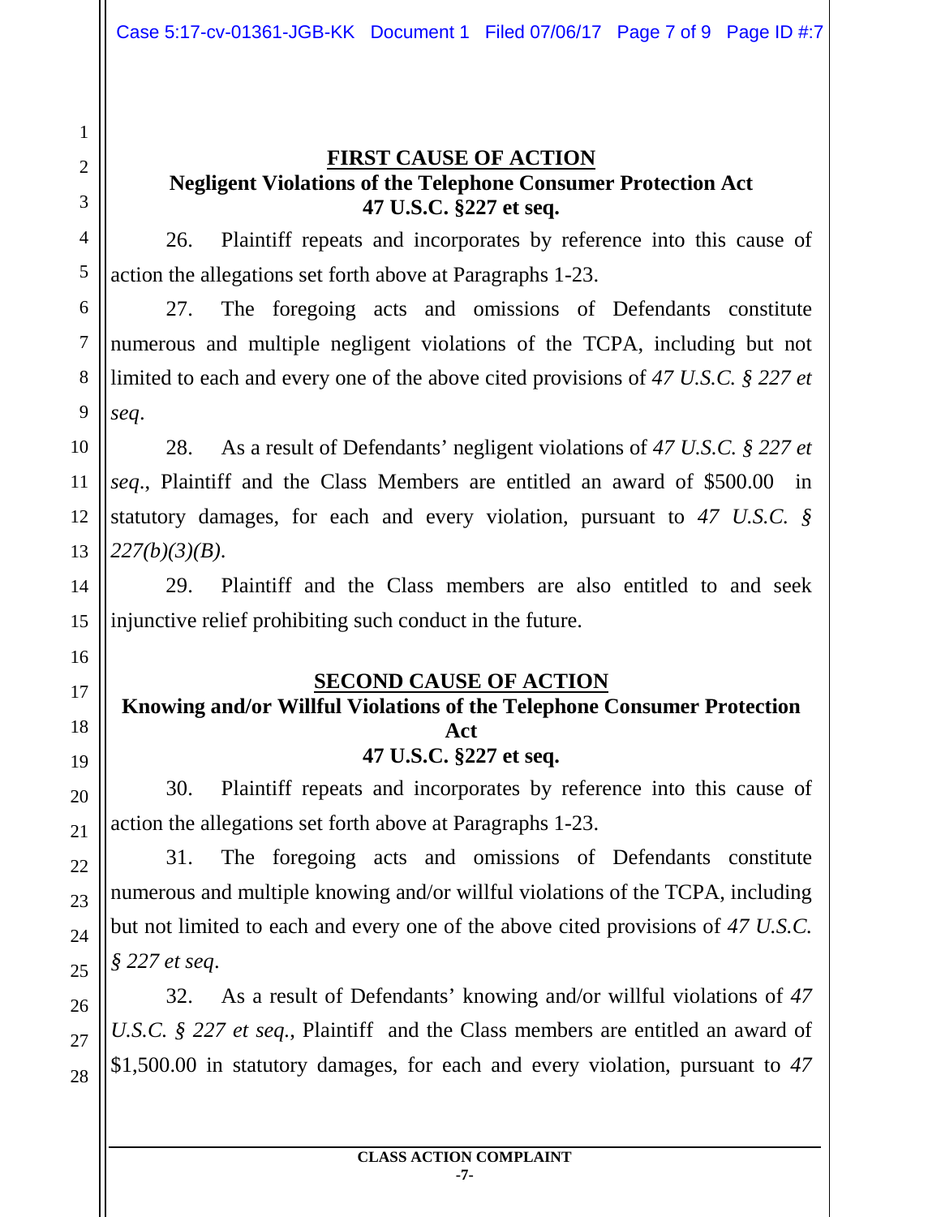## FIRST CAUSE OF ACTION

### Negligent Violations of the Telephone Consumer Protection Act 47 U.S.C. §227 et seq.

26. Plaintiff repeats and incorporates by reference into this cause of action the allegations set forth above at Paragraphs 1-23.

27. The foregoing acts and omissions of Defendants constitute numerous and multiple negligent violations of the TCPA, including but not limited to each and every one of the above cited provisions of *47 U.S.C. § 227 et seq*.

28. As a result of Defendants' negligent violations of *47 U.S.C. § 227 et seq.*, Plaintiff and the Class Members are entitled an award of $500.00 in statutory damages, for each and every violation, pursuant to *47 U.S.C. § 227(b)(3)(B)*.

29. Plaintiff and the Class members are also entitled to and seek injunctive relief prohibiting such conduct in the future.

## SECOND CAUSE OF ACTION

### Knowing and/or Willful Violations of the Telephone Consumer Protection Act 47 U.S.C. §227 et seq.

30. Plaintiff repeats and incorporates by reference into this cause of action the allegations set forth above at Paragraphs 1-23.

31. The foregoing acts and omissions of Defendants constitute numerous and multiple knowing and/or willful violations of the TCPA, including but not limited to each and every one of the above cited provisions of *47 U.S.C. § 227 et seq*.

32. As a result of Defendants' knowing and/or willful violations of *47 U.S.C. § 227 et seq.*, Plaintiff and the Class members are entitled an award of $1,500.00 in statutory damages, for each and every violation, pursuant to *47*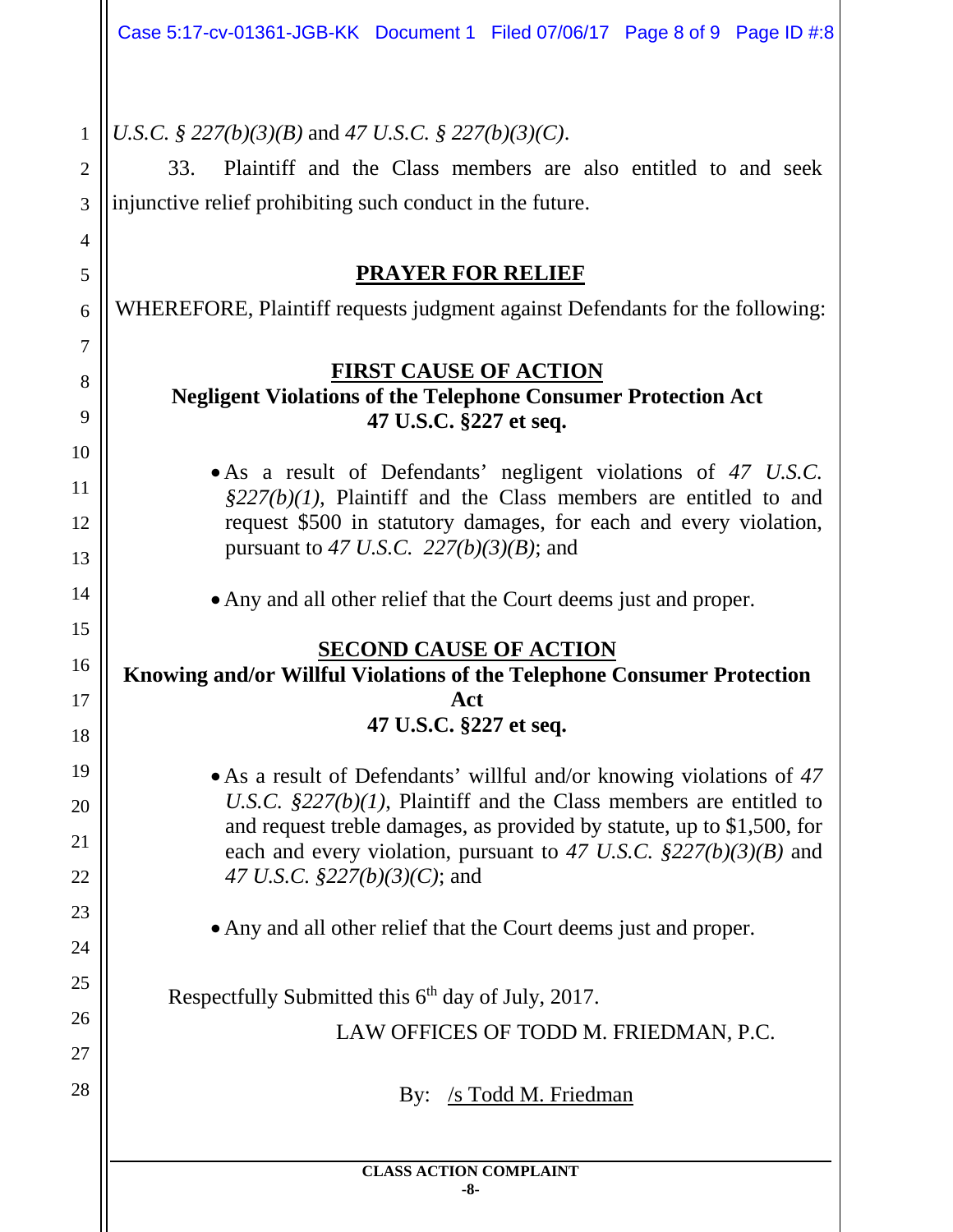*U.S.C. § 227(b)(3)(B)* and *47 U.S.C. § 227(b)(3)(C)*.

33. Plaintiff and the Class members are also entitled to and seek injunctive relief prohibiting such conduct in the future.

## PRAYER FOR RELIEF

WHEREFORE, Plaintiff requests judgment against Defendants for the following:

### FIRST CAUSE OF ACTION
**Negligent Violations of the Telephone Consumer Protection Act**
**47 U.S.C. §227 et seq.**

- As a result of Defendants' negligent violations of *47 U.S.C. §227(b)(1)*, Plaintiff and the Class members are entitled to and request $500 in statutory damages, for each and every violation, pursuant to *47 U.S.C. 227(b)(3)(B)*; and
- Any and all other relief that the Court deems just and proper.

### SECOND CAUSE OF ACTION
**Knowing and/or Willful Violations of the Telephone Consumer Protection Act**
**47 U.S.C. §227 et seq.**

- As a result of Defendants' willful and/or knowing violations of *47 U.S.C. §227(b)(1)*, Plaintiff and the Class members are entitled to and request treble damages, as provided by statute, up to $1,500, for each and every violation, pursuant to *47 U.S.C. §227(b)(3)(B)* and *47 U.S.C. §227(b)(3)(C)*; and
- Any and all other relief that the Court deems just and proper.

Respectfully Submitted this 6th day of July, 2017.

LAW OFFICES OF TODD M. FRIEDMAN, P.C.

By: /s Todd M. Friedman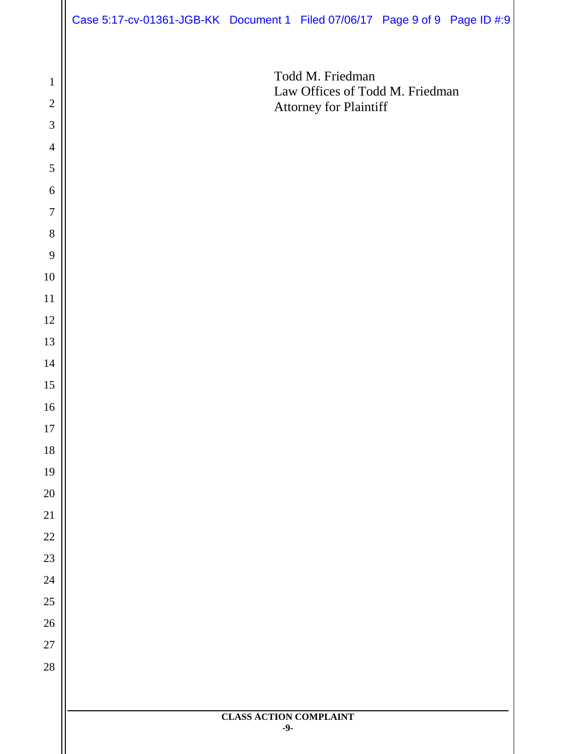Todd M. Friedman
Law Offices of Todd M. Friedman
Attorney for Plaintiff